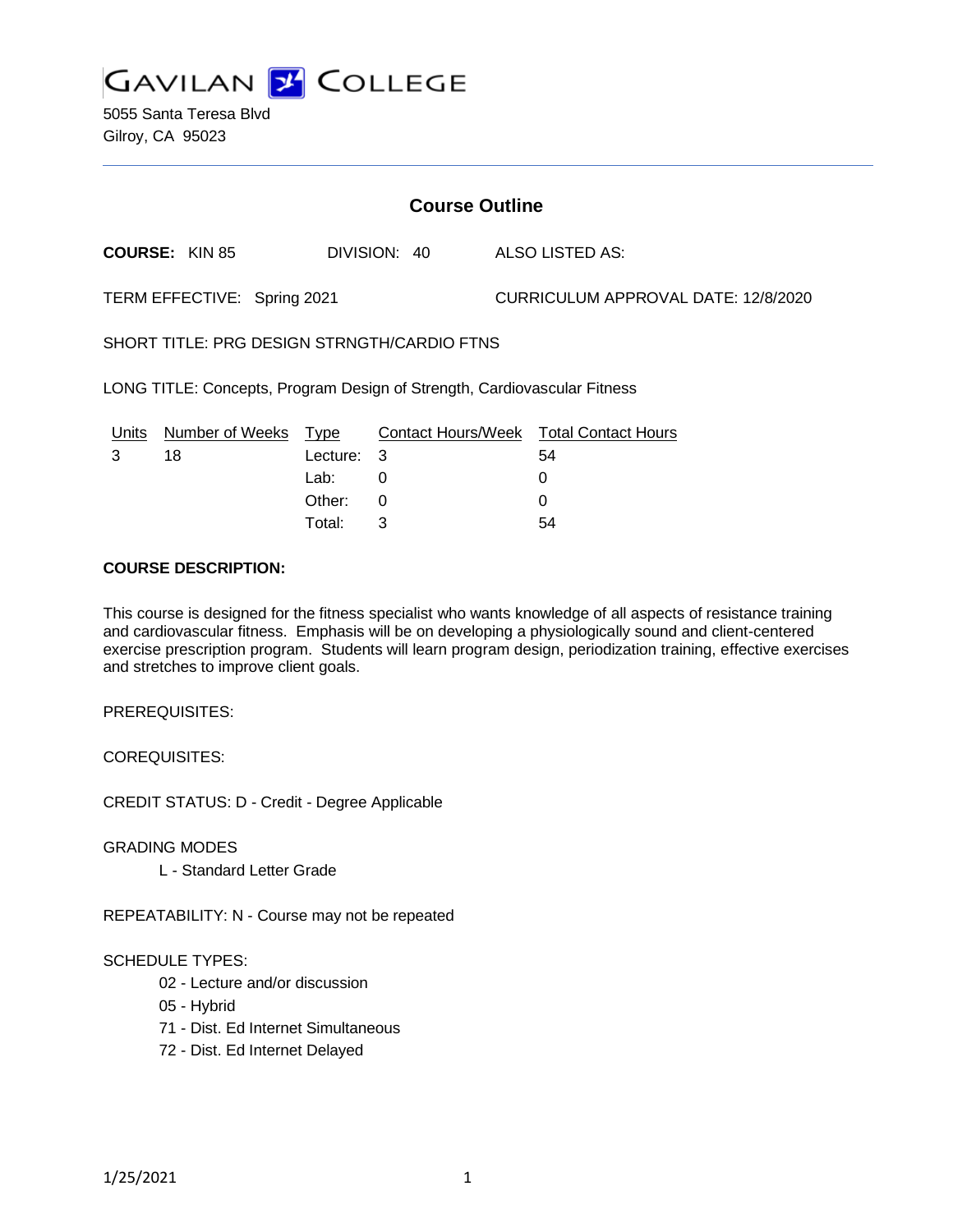GAVILAN COLLEGE

5055 Santa Teresa Blvd
Gilroy, CA 95023

## Course Outline

**COURSE:** KIN 85 DIVISION: 40 ALSO LISTED AS:

TERM EFFECTIVE: Spring 2021 CURRICULUM APPROVAL DATE: 12/8/2020

SHORT TITLE: PRG DESIGN STRNGTH/CARDIO FTNS

LONG TITLE: Concepts, Program Design of Strength, Cardiovascular Fitness

| Units | Number of Weeks | Type | Contact Hours/Week | Total Contact Hours |
|---|---|---|---|---|
| 3 | 18 | Lecture: | 3 | 54 |
| | | Lab: | 0 | 0 |
| | | Other: | 0 | 0 |
| | | Total: | 3 | 54 |

**COURSE DESCRIPTION:**

This course is designed for the fitness specialist who wants knowledge of all aspects of resistance training and cardiovascular fitness. Emphasis will be on developing a physiologically sound and client-centered exercise prescription program. Students will learn program design, periodization training, effective exercises and stretches to improve client goals.

PREREQUISITES:

COREQUISITES:

CREDIT STATUS: D - Credit - Degree Applicable

GRADING MODES

L - Standard Letter Grade

REPEATABILITY: N - Course may not be repeated

SCHEDULE TYPES:

02 - Lecture and/or discussion
05 - Hybrid
71 - Dist. Ed Internet Simultaneous
72 - Dist. Ed Internet Delayed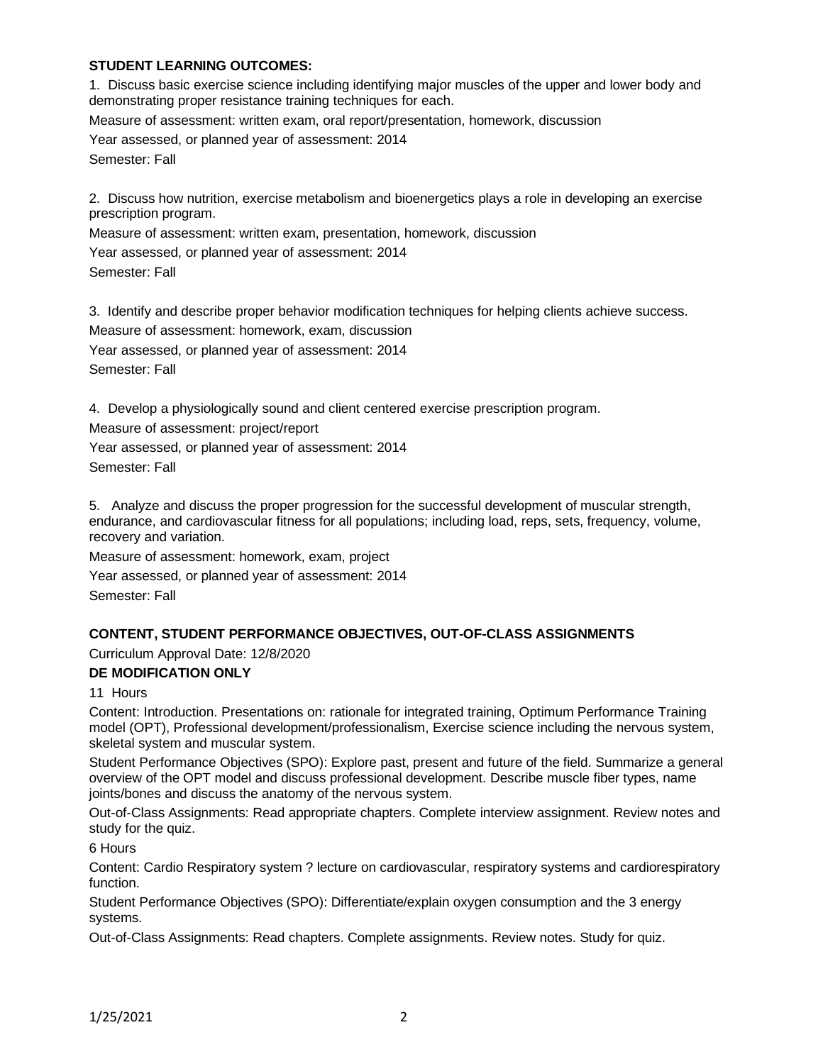**STUDENT LEARNING OUTCOMES:**

1. Discuss basic exercise science including identifying major muscles of the upper and lower body and demonstrating proper resistance training techniques for each.

Measure of assessment: written exam, oral report/presentation, homework, discussion

Year assessed, or planned year of assessment: 2014

Semester: Fall

2. Discuss how nutrition, exercise metabolism and bioenergetics plays a role in developing an exercise prescription program.

Measure of assessment: written exam, presentation, homework, discussion

Year assessed, or planned year of assessment: 2014

Semester: Fall

3. Identify and describe proper behavior modification techniques for helping clients achieve success.

Measure of assessment: homework, exam, discussion

Year assessed, or planned year of assessment: 2014

Semester: Fall

4. Develop a physiologically sound and client centered exercise prescription program.

Measure of assessment: project/report

Year assessed, or planned year of assessment: 2014

Semester: Fall

5. Analyze and discuss the proper progression for the successful development of muscular strength, endurance, and cardiovascular fitness for all populations; including load, reps, sets, frequency, volume, recovery and variation.

Measure of assessment: homework, exam, project

Year assessed, or planned year of assessment: 2014

Semester: Fall

**CONTENT, STUDENT PERFORMANCE OBJECTIVES, OUT-OF-CLASS ASSIGNMENTS**

Curriculum Approval Date: 12/8/2020

**DE MODIFICATION ONLY**

11 Hours

Content: Introduction. Presentations on: rationale for integrated training, Optimum Performance Training model (OPT), Professional development/professionalism, Exercise science including the nervous system, skeletal system and muscular system.

Student Performance Objectives (SPO): Explore past, present and future of the field. Summarize a general overview of the OPT model and discuss professional development. Describe muscle fiber types, name joints/bones and discuss the anatomy of the nervous system.

Out-of-Class Assignments: Read appropriate chapters. Complete interview assignment. Review notes and study for the quiz.

6 Hours

Content: Cardio Respiratory system ? lecture on cardiovascular, respiratory systems and cardiorespiratory function.

Student Performance Objectives (SPO): Differentiate/explain oxygen consumption and the 3 energy systems.

Out-of-Class Assignments: Read chapters. Complete assignments. Review notes. Study for quiz.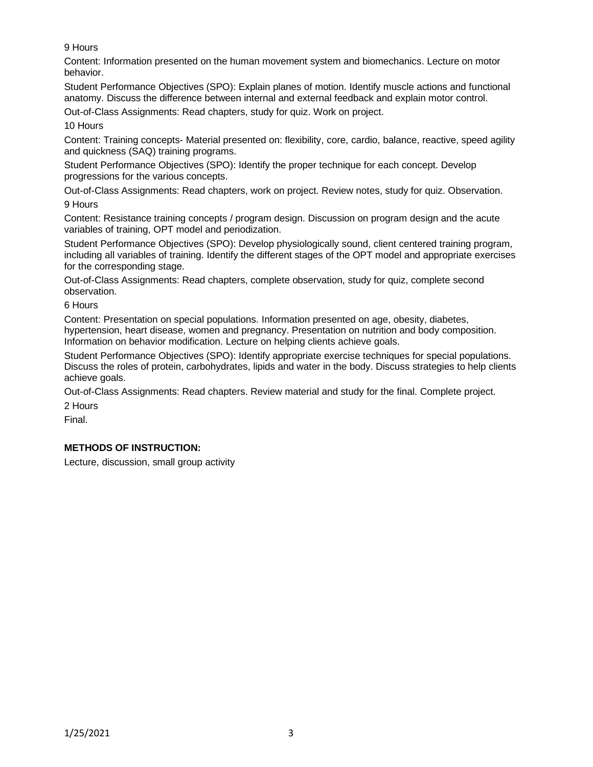9 Hours

Content: Information presented on the human movement system and biomechanics. Lecture on motor behavior.

Student Performance Objectives (SPO): Explain planes of motion. Identify muscle actions and functional anatomy. Discuss the difference between internal and external feedback and explain motor control.

Out-of-Class Assignments: Read chapters, study for quiz. Work on project.

10 Hours

Content: Training concepts- Material presented on: flexibility, core, cardio, balance, reactive, speed agility and quickness (SAQ) training programs.

Student Performance Objectives (SPO): Identify the proper technique for each concept. Develop progressions for the various concepts.

Out-of-Class Assignments: Read chapters, work on project. Review notes, study for quiz. Observation.

9 Hours

Content: Resistance training concepts / program design. Discussion on program design and the acute variables of training, OPT model and periodization.

Student Performance Objectives (SPO): Develop physiologically sound, client centered training program, including all variables of training. Identify the different stages of the OPT model and appropriate exercises for the corresponding stage.

Out-of-Class Assignments: Read chapters, complete observation, study for quiz, complete second observation.

6 Hours

Content: Presentation on special populations. Information presented on age, obesity, diabetes, hypertension, heart disease, women and pregnancy. Presentation on nutrition and body composition. Information on behavior modification. Lecture on helping clients achieve goals.

Student Performance Objectives (SPO): Identify appropriate exercise techniques for special populations. Discuss the roles of protein, carbohydrates, lipids and water in the body. Discuss strategies to help clients achieve goals.

Out-of-Class Assignments: Read chapters. Review material and study for the final. Complete project.

2 Hours

Final.

**METHODS OF INSTRUCTION:**

Lecture, discussion, small group activity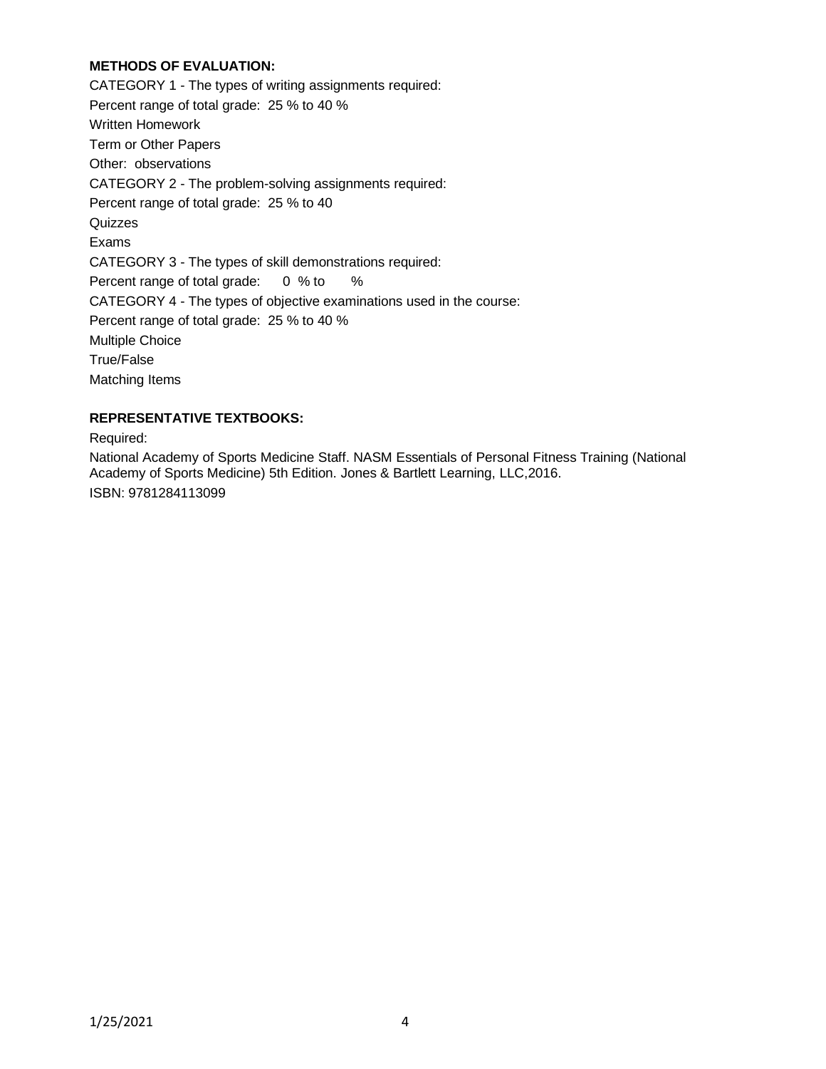**METHODS OF EVALUATION:**

CATEGORY 1 - The types of writing assignments required:

Percent range of total grade: 25 % to 40 %

Written Homework

Term or Other Papers

Other: observations

CATEGORY 2 - The problem-solving assignments required:

Percent range of total grade: 25 % to 40

Quizzes

Exams

CATEGORY 3 - The types of skill demonstrations required:

Percent range of total grade: 0 % to %

CATEGORY 4 - The types of objective examinations used in the course:

Percent range of total grade: 25 % to 40 %

Multiple Choice

True/False

Matching Items

**REPRESENTATIVE TEXTBOOKS:**

Required:

National Academy of Sports Medicine Staff. NASM Essentials of Personal Fitness Training (National Academy of Sports Medicine) 5th Edition. Jones & Bartlett Learning, LLC,2016.

ISBN: 9781284113099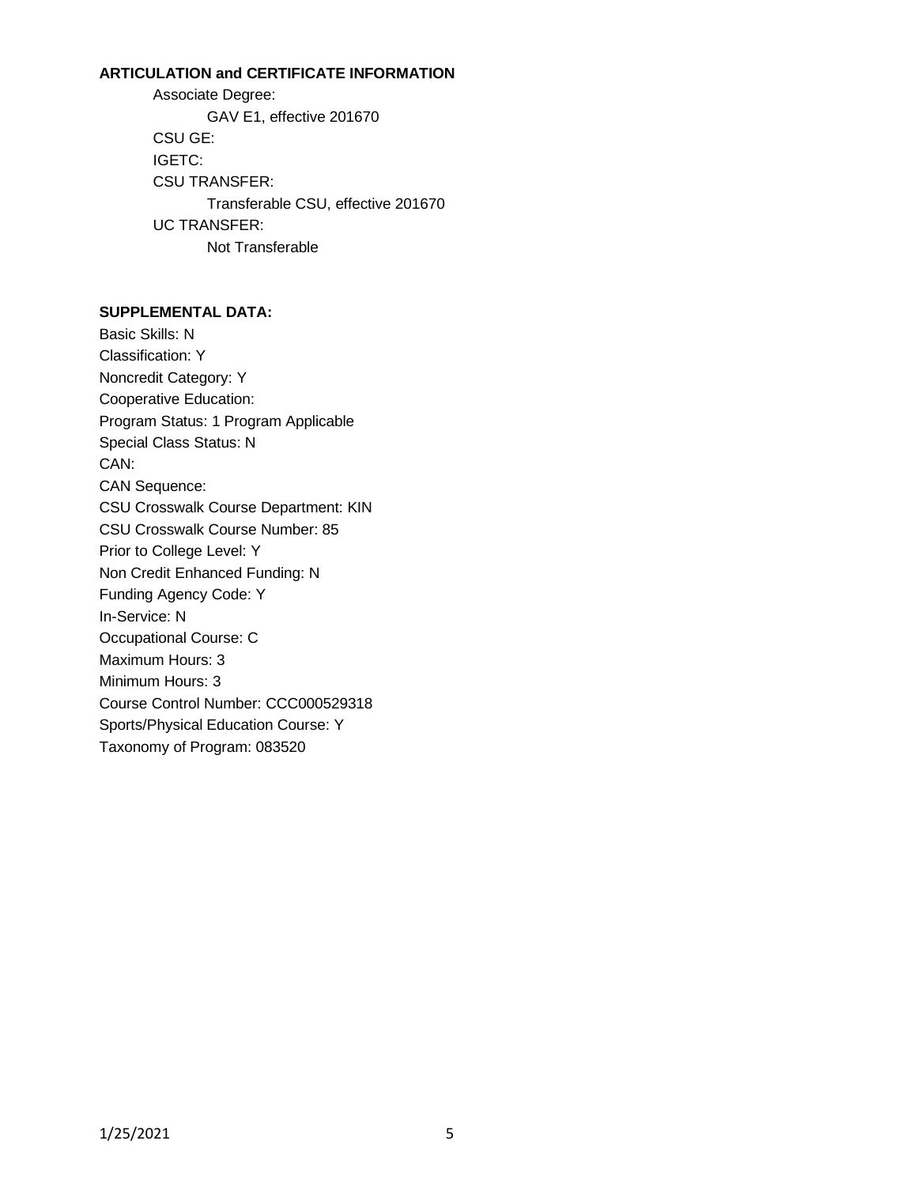**ARTICULATION and CERTIFICATE INFORMATION**

Associate Degree:

GAV E1, effective 201670

CSU GE:

IGETC:

CSU TRANSFER:

Transferable CSU, effective 201670

UC TRANSFER:

Not Transferable

**SUPPLEMENTAL DATA:**

Basic Skills: N
Classification: Y
Noncredit Category: Y
Cooperative Education:
Program Status: 1 Program Applicable
Special Class Status: N
CAN:
CAN Sequence:
CSU Crosswalk Course Department: KIN
CSU Crosswalk Course Number: 85
Prior to College Level: Y
Non Credit Enhanced Funding: N
Funding Agency Code: Y
In-Service: N
Occupational Course: C
Maximum Hours: 3
Minimum Hours: 3
Course Control Number: CCC000529318
Sports/Physical Education Course: Y
Taxonomy of Program: 083520